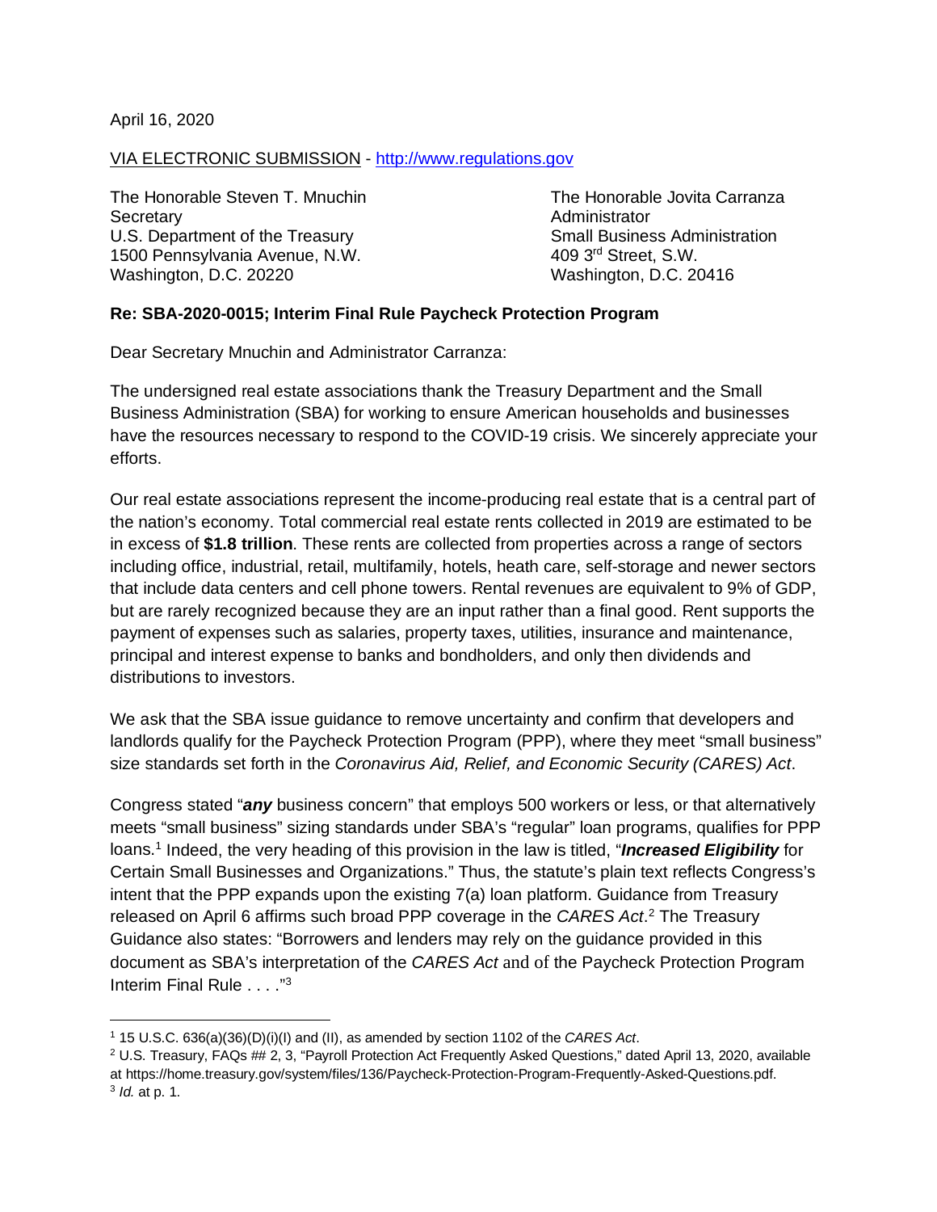April 16, 2020

VIA ELECTRONIC SUBMISSION - [http://www.regulations.gov](http://www.regulations.gov)

The Honorable Steven T. Mnuchin
Secretary
U.S. Department of the Treasury
1500 Pennsylvania Avenue, N.W.
Washington, D.C. 20220

The Honorable Jovita Carranza
Administrator
Small Business Administration
409 3rd Street, S.W.
Washington, D.C. 20416

**Re: SBA-2020-0015; Interim Final Rule Paycheck Protection Program**

Dear Secretary Mnuchin and Administrator Carranza:

The undersigned real estate associations thank the Treasury Department and the Small Business Administration (SBA) for working to ensure American households and businesses have the resources necessary to respond to the COVID-19 crisis. We sincerely appreciate your efforts.

Our real estate associations represent the income-producing real estate that is a central part of the nation's economy. Total commercial real estate rents collected in 2019 are estimated to be in excess of **$1.8 trillion**. These rents are collected from properties across a range of sectors including office, industrial, retail, multifamily, hotels, heath care, self-storage and newer sectors that include data centers and cell phone towers. Rental revenues are equivalent to 9% of GDP, but are rarely recognized because they are an input rather than a final good. Rent supports the payment of expenses such as salaries, property taxes, utilities, insurance and maintenance, principal and interest expense to banks and bondholders, and only then dividends and distributions to investors.

We ask that the SBA issue guidance to remove uncertainty and confirm that developers and landlords qualify for the Paycheck Protection Program (PPP), where they meet "small business" size standards set forth in the *Coronavirus Aid, Relief, and Economic Security (CARES) Act*.

Congress stated "***any*** business concern" that employs 500 workers or less, or that alternatively meets "small business" sizing standards under SBA's "regular" loan programs, qualifies for PPP loans.[1] Indeed, the very heading of this provision in the law is titled, "***Increased Eligibility*** for Certain Small Businesses and Organizations." Thus, the statute's plain text reflects Congress's intent that the PPP expands upon the existing 7(a) loan platform. Guidance from Treasury released on April 6 affirms such broad PPP coverage in the *CARES Act*.[2] The Treasury Guidance also states: "Borrowers and lenders may rely on the guidance provided in this document as SBA's interpretation of the *CARES Act* and of the Paycheck Protection Program Interim Final Rule . . . ."[3]

[1] 15 U.S.C. 636(a)(36)(D)(i)(I) and (II), as amended by section 1102 of the *CARES Act*.

[2] U.S. Treasury, FAQs ## 2, 3, "Payroll Protection Act Frequently Asked Questions," dated April 13, 2020, available at https://home.treasury.gov/system/files/136/Paycheck-Protection-Program-Frequently-Asked-Questions.pdf.

[3] *Id.* at p. 1.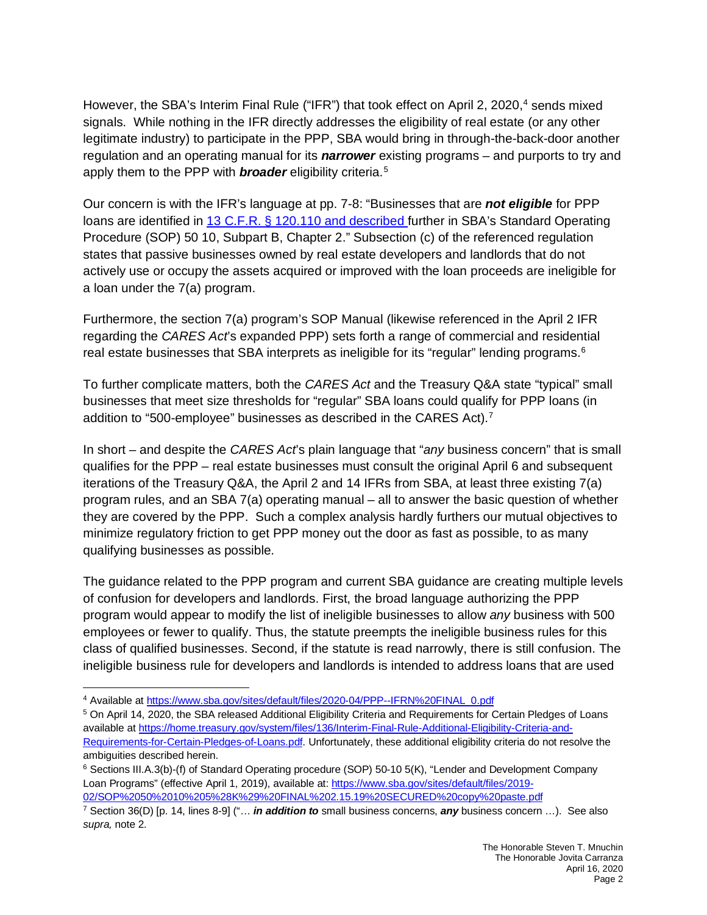However, the SBA's Interim Final Rule ("IFR") that took effect on April 2, 2020,[4] sends mixed signals. While nothing in the IFR directly addresses the eligibility of real estate (or any other legitimate industry) to participate in the PPP, SBA would bring in through-the-back-door another regulation and an operating manual for its ***narrower*** existing programs – and purports to try and apply them to the PPP with ***broader*** eligibility criteria.[5]

Our concern is with the IFR's language at pp. 7-8: "Businesses that are ***not eligible*** for PPP loans are identified in [13 C.F.R. § 120.110 and described ]further in SBA's Standard Operating Procedure (SOP) 50 10, Subpart B, Chapter 2." Subsection (c) of the referenced regulation states that passive businesses owned by real estate developers and landlords that do not actively use or occupy the assets acquired or improved with the loan proceeds are ineligible for a loan under the 7(a) program.

Furthermore, the section 7(a) program's SOP Manual (likewise referenced in the April 2 IFR regarding the *CARES Act*'s expanded PPP) sets forth a range of commercial and residential real estate businesses that SBA interprets as ineligible for its "regular" lending programs.[6]

To further complicate matters, both the *CARES Act* and the Treasury Q&A state "typical" small businesses that meet size thresholds for "regular" SBA loans could qualify for PPP loans (in addition to "500-employee" businesses as described in the CARES Act).[7]

In short – and despite the *CARES Act*'s plain language that "*any* business concern" that is small qualifies for the PPP – real estate businesses must consult the original April 6 and subsequent iterations of the Treasury Q&A, the April 2 and 14 IFRs from SBA, at least three existing 7(a) program rules, and an SBA 7(a) operating manual – all to answer the basic question of whether they are covered by the PPP. Such a complex analysis hardly furthers our mutual objectives to minimize regulatory friction to get PPP money out the door as fast as possible, to as many qualifying businesses as possible.

The guidance related to the PPP program and current SBA guidance are creating multiple levels of confusion for developers and landlords. First, the broad language authorizing the PPP program would appear to modify the list of ineligible businesses to allow *any* business with 500 employees or fewer to qualify. Thus, the statute preempts the ineligible business rules for this class of qualified businesses. Second, if the statute is read narrowly, there is still confusion. The ineligible business rule for developers and landlords is intended to address loans that are used

---

[4] Available at https://www.sba.gov/sites/default/files/2020-04/PPP--IFRN%20FINAL_0.pdf

[5] On April 14, 2020, the SBA released Additional Eligibility Criteria and Requirements for Certain Pledges of Loans available at https://home.treasury.gov/system/files/136/Interim-Final-Rule-Additional-Eligibility-Criteria-and-Requirements-for-Certain-Pledges-of-Loans.pdf. Unfortunately, these additional eligibility criteria do not resolve the ambiguities described herein.

[6] Sections III.A.3(b)-(f) of Standard Operating procedure (SOP) 50-10 5(K), "Lender and Development Company Loan Programs" (effective April 1, 2019), available at: https://www.sba.gov/sites/default/files/2019-02/SOP%2050%2010%205%28K%29%20FINAL%202.15.19%20SECURED%20copy%20paste.pdf

[7] Section 36(D) [p. 14, lines 8-9] ("… ***in addition to*** small business concerns, ***any*** business concern …). See also *supra,* note 2.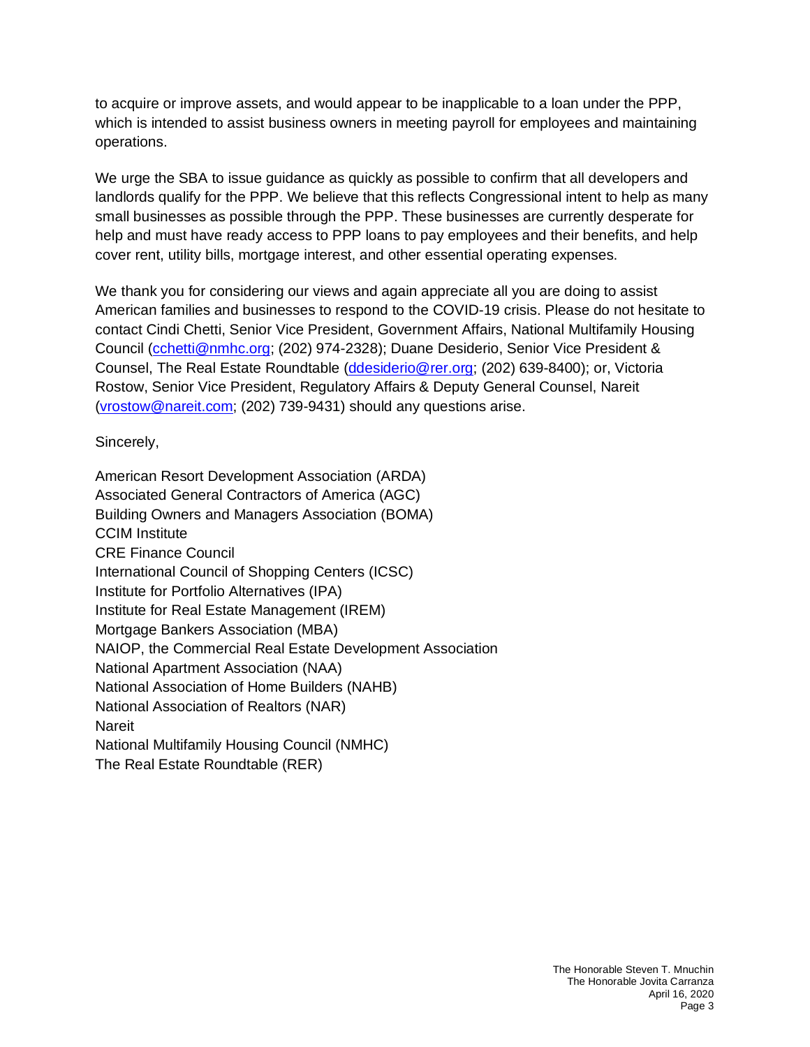to acquire or improve assets, and would appear to be inapplicable to a loan under the PPP, which is intended to assist business owners in meeting payroll for employees and maintaining operations.

We urge the SBA to issue guidance as quickly as possible to confirm that all developers and landlords qualify for the PPP. We believe that this reflects Congressional intent to help as many small businesses as possible through the PPP. These businesses are currently desperate for help and must have ready access to PPP loans to pay employees and their benefits, and help cover rent, utility bills, mortgage interest, and other essential operating expenses.

We thank you for considering our views and again appreciate all you are doing to assist American families and businesses to respond to the COVID-19 crisis. Please do not hesitate to contact Cindi Chetti, Senior Vice President, Government Affairs, National Multifamily Housing Council (cchetti@nmhc.org; (202) 974-2328); Duane Desiderio, Senior Vice President & Counsel, The Real Estate Roundtable (ddesiderio@rer.org; (202) 639-8400); or, Victoria Rostow, Senior Vice President, Regulatory Affairs & Deputy General Counsel, Nareit (vrostow@nareit.com; (202) 739-9431) should any questions arise.

Sincerely,

American Resort Development Association (ARDA)
Associated General Contractors of America (AGC)
Building Owners and Managers Association (BOMA)
CCIM Institute
CRE Finance Council
International Council of Shopping Centers (ICSC)
Institute for Portfolio Alternatives (IPA)
Institute for Real Estate Management (IREM)
Mortgage Bankers Association (MBA)
NAIOP, the Commercial Real Estate Development Association
National Apartment Association (NAA)
National Association of Home Builders (NAHB)
National Association of Realtors (NAR)
Nareit
National Multifamily Housing Council (NMHC)
The Real Estate Roundtable (RER)